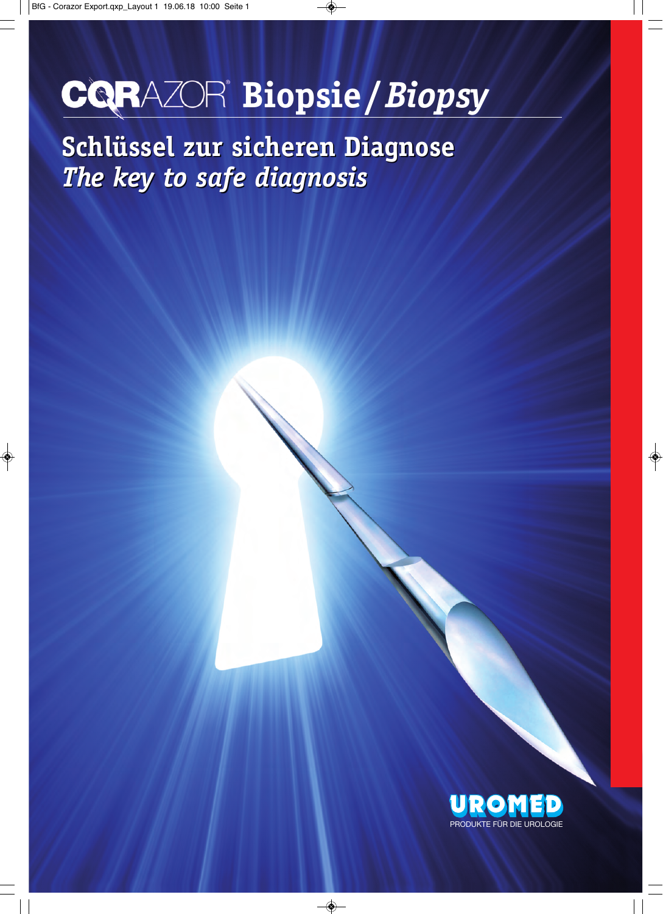# CORAZOR® Biopsie / *Biopsy*

## Schlüssel zur sicheren Diagnose
## *The key to safe diagnosis*

UROMED

PRODUKTE FÜR DIE UROLOGIE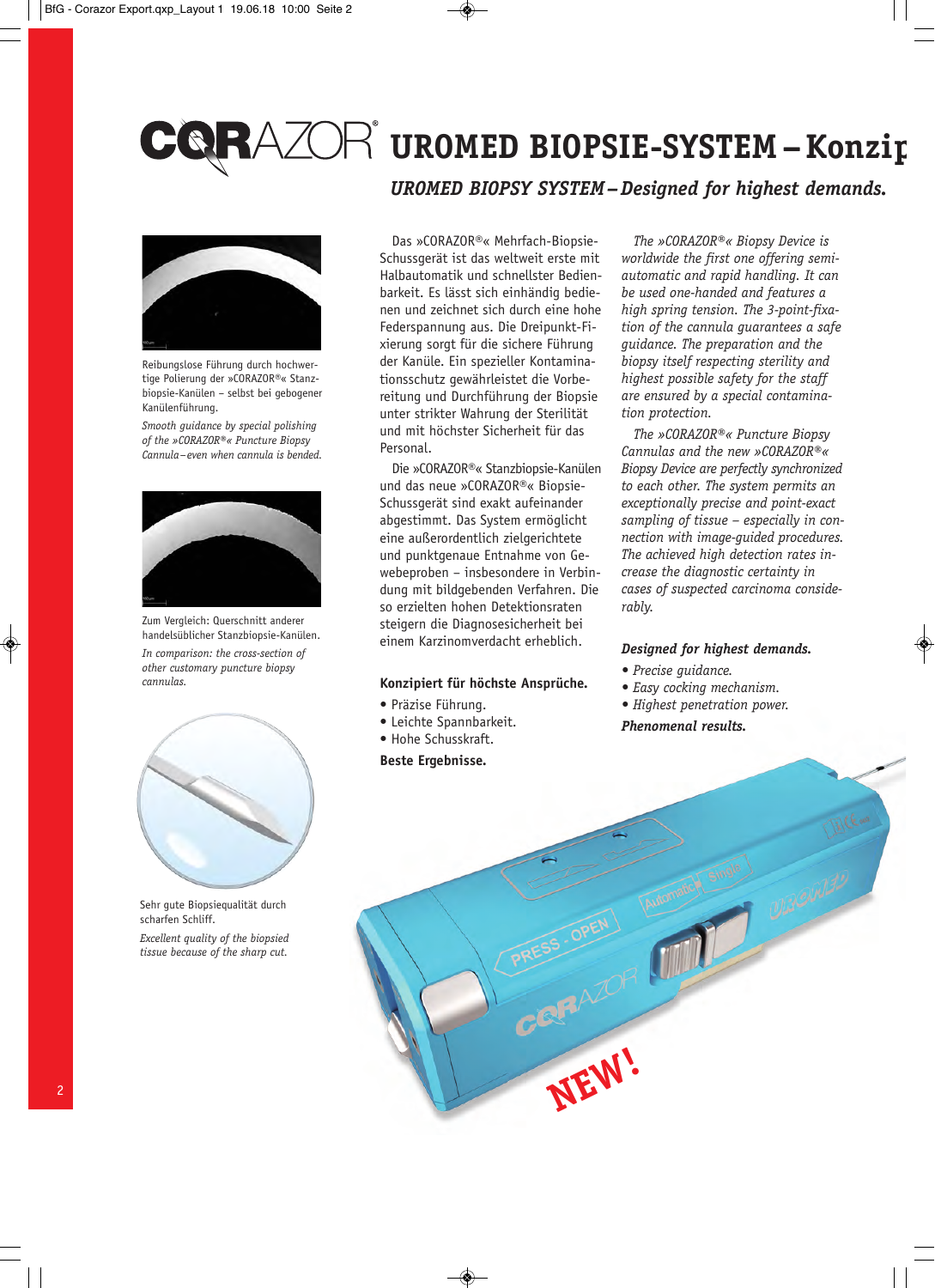# CORAZOR® UROMED BIOPSIE-SYSTEM – Konzip

## *UROMED BIOPSY SYSTEM – Designed for highest demands.*

Reibungslose Führung durch hochwertige Polierung der »CORAZOR®« Stanzbiopsie-Kanülen – selbst bei gebogener Kanülenführung.

*Smooth guidance by special polishing of the »CORAZOR®« Puncture Biopsy Cannula – even when cannula is bended.*

Zum Vergleich: Querschnitt anderer handelsüblicher Stanzbiopsie-Kanülen.

*In comparison: the cross-section of other customary puncture biopsy cannulas.*

Sehr gute Biopsiequalität durch scharfen Schliff.

*Excellent quality of the biopsied tissue because of the sharp cut.*

Das »CORAZOR®« Mehrfach-Biopsie-Schussgerät ist das weltweit erste mit Halbautomatik und schnellster Bedienbarkeit. Es lässt sich einhändig bedienen und zeichnet sich durch eine hohe Federspannung aus. Die Dreipunkt-Fixierung sorgt für die sichere Führung der Kanüle. Ein spezieller Kontaminationsschutz gewährleistet die Vorbereitung und Durchführung der Biopsie unter strikter Wahrung der Sterilität und mit höchster Sicherheit für das Personal.

Die »CORAZOR®« Stanzbiopsie-Kanülen und das neue »CORAZOR®« Biopsie-Schussgerät sind exakt aufeinander abgestimmt. Das System ermöglicht eine außerordentlich zielgerichtete und punktgenaue Entnahme von Gewebeproben – insbesondere in Verbindung mit bildgebenden Verfahren. Die so erzielten hohen Detektionsraten steigern die Diagnosesicherheit bei einem Karzinomverdacht erheblich.

**Konzipiert für höchste Ansprüche.**

- Präzise Führung.
- Leichte Spannbarkeit.
- Hohe Schusskraft.

**Beste Ergebnisse.**

*The »CORAZOR®« Biopsy Device is worldwide the first one offering semi-automatic and rapid handling. It can be used one-handed and features a high spring tension. The 3-point-fixation of the cannula guarantees a safe guidance. The preparation and the biopsy itself respecting sterility and highest possible safety for the staff are ensured by a special contamination protection.*

*The »CORAZOR®« Puncture Biopsy Cannulas and the new »CORAZOR®« Biopsy Device are perfectly synchronized to each other. The system permits an exceptionally precise and point-exact sampling of tissue – especially in connection with image-guided procedures. The achieved high detection rates increase the diagnostic certainty in cases of suspected carcinoma considerably.*

***Designed for highest demands.***

- *Precise guidance.*
- *Easy cocking mechanism.*
- *Highest penetration power.*

***Phenomenal results.***

NEW!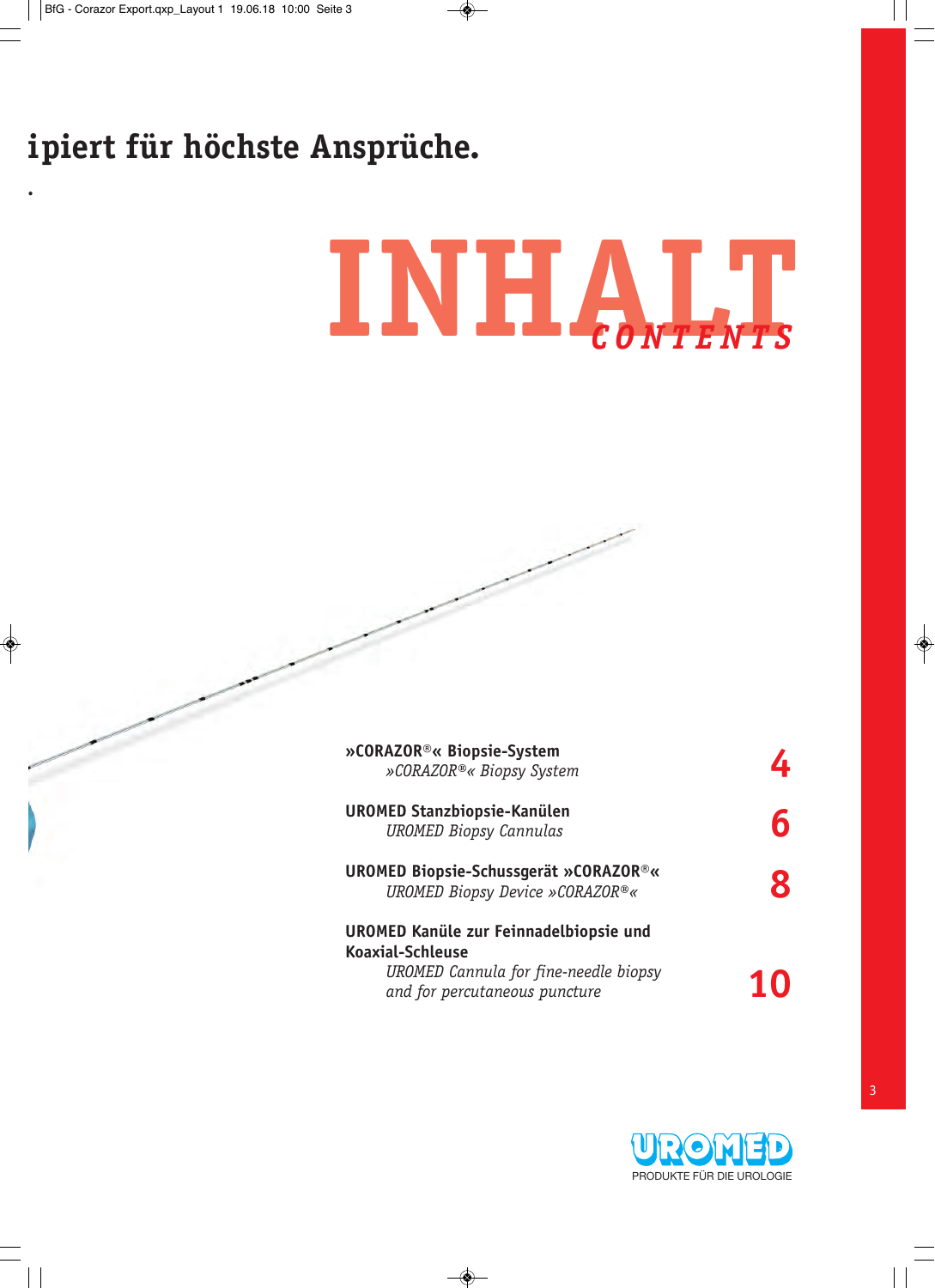ipiert für höchste Ansprüche.

# INHALT
## *CONTENTS*

| | |
|---|---|
| **»CORAZOR®« Biopsie-System**<br>*»CORAZOR®« Biopsy System* | **4** |
| **UROMED Stanzbiopsie-Kanülen**<br>*UROMED Biopsy Cannulas* | **6** |
| **UROMED Biopsie-Schussgerät »CORAZOR®«**<br>*UROMED Biopsy Device »CORAZOR®«* | **8** |
| **UROMED Kanüle zur Feinnadelbiopsie und Koaxial-Schleuse**<br>*UROMED Cannula for fine-needle biopsy and for percutaneous puncture* | **10** |

UROMED
PRODUKTE FÜR DIE UROLOGIE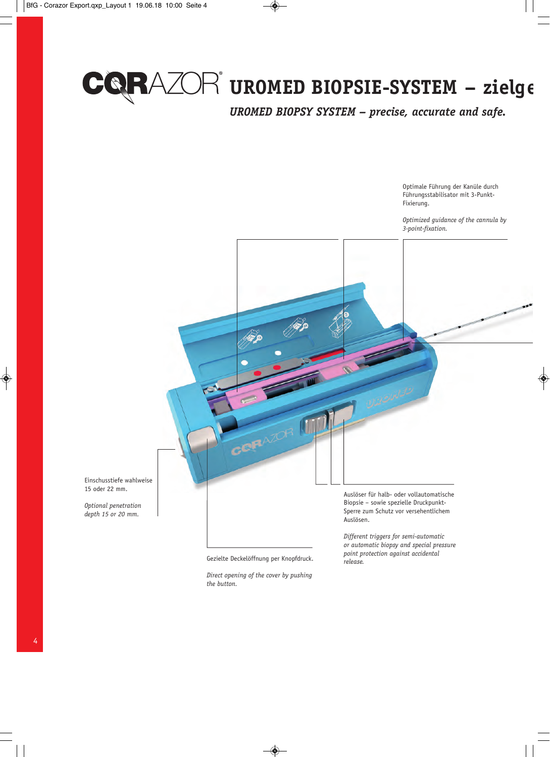# CORAZOR® UROMED BIOPSIE-SYSTEM – zielge

*UROMED BIOPSY SYSTEM – precise, accurate and safe.*

Optimale Führung der Kanüle durch Führungsstabilisator mit 3-Punkt-Fixierung.

*Optimized guidance of the cannula by 3-point-fixation.*

Einschusstiefe wahlweise 15 oder 22 mm.

*Optional penetration depth 15 or 20 mm.*

Auslöser für halb- oder vollautomatische Biopsie – sowie spezielle Druckpunkt-Sperre zum Schutz vor versehentlichem Auslösen.

*Different triggers for semi-automatic or automatic biopsy and special pressure point protection against accidental release.*

Gezielte Deckelöffnung per Knopfdruck.

*Direct opening of the cover by pushing the button.*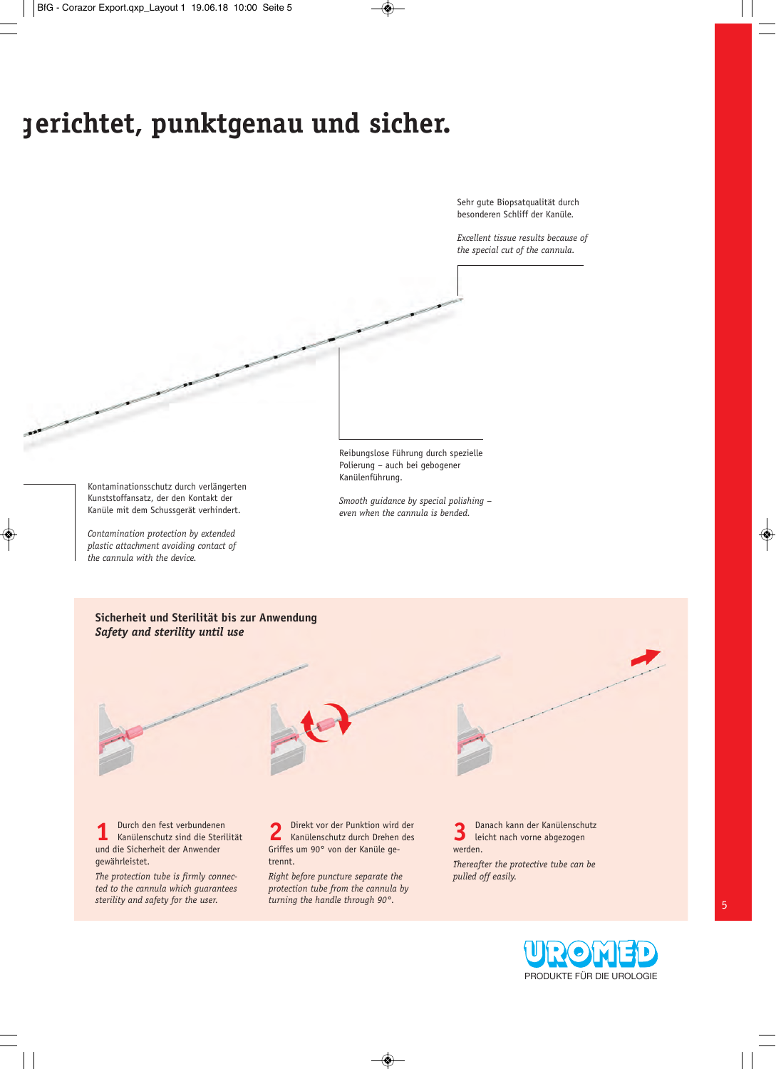# gerichtet, punktgenau und sicher.

Sehr gute Biopsatqualität durch besonderen Schliff der Kanüle.

*Excellent tissue results because of the special cut of the cannula.*

Reibungslose Führung durch spezielle Polierung – auch bei gebogener Kanülenführung.

*Smooth guidance by special polishing – even when the cannula is bended.*

Kontaminationsschutz durch verlängerten Kunststoffansatz, der den Kontakt der Kanüle mit dem Schussgerät verhindert.

*Contamination protection by extended plastic attachment avoiding contact of the cannula with the device.*

## Sicherheit und Sterilität bis zur Anwendung
### *Safety and sterility until use*

**1** Durch den fest verbundenen Kanülenschutz sind die Sterilität und die Sicherheit der Anwender gewährleistet.

*The protection tube is firmly connected to the cannula which guarantees sterility and safety for the user.*

**2** Direkt vor der Punktion wird der Kanülenschutz durch Drehen des Griffes um 90° von der Kanüle getrennt.

*Right before puncture separate the protection tube from the cannula by turning the handle through 90°.*

**3** Danach kann der Kanülenschutz leicht nach vorne abgezogen werden.

*Thereafter the protective tube can be pulled off easily.*

UROMED
PRODUKTE FÜR DIE UROLOGIE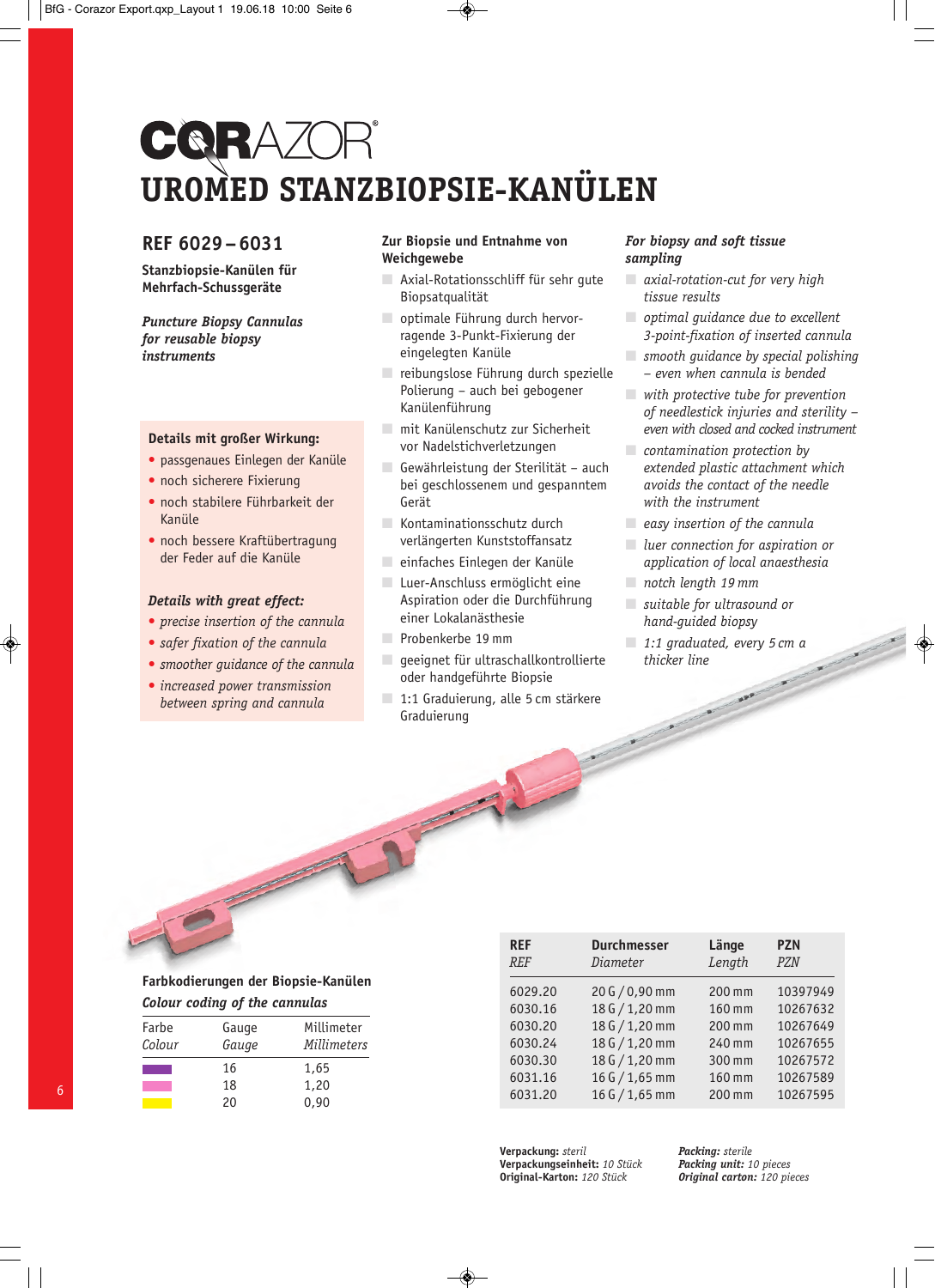# CORAZOR®

# UROMED STANZBIOPSIE-KANÜLEN

## REF 6029 – 6031

**Stanzbiopsie-Kanülen für Mehrfach-Schussgeräte**

***Puncture Biopsy Cannulas for reusable biopsy instruments***

**Details mit großer Wirkung:**

- passgenaues Einlegen der Kanüle
- noch sicherere Fixierung
- noch stabilere Führbarkeit der Kanüle
- noch bessere Kraftübertragung der Feder auf die Kanüle

***Details with great effect:***

- *precise insertion of the cannula*
- *safer fixation of the cannula*
- *smoother guidance of the cannula*
- *increased power transmission between spring and cannula*

**Zur Biopsie und Entnahme von Weichgewebe**

- Axial-Rotationsschliff für sehr gute Biopsatqualität
- optimale Führung durch hervorragende 3-Punkt-Fixierung der eingelegten Kanüle
- reibungslose Führung durch spezielle Polierung – auch bei gebogener Kanülenführung
- mit Kanülenschutz zur Sicherheit vor Nadelstichverletzungen
- Gewährleistung der Sterilität – auch bei geschlossenem und gespanntem Gerät
- Kontaminationsschutz durch verlängerten Kunststoffansatz
- einfaches Einlegen der Kanüle
- Luer-Anschluss ermöglicht eine Aspiration oder die Durchführung einer Lokalanästhesie
- Probenkerbe 19 mm
- geeignet für ultraschallkontrollierte oder handgeführte Biopsie
- 1:1 Graduierung, alle 5 cm stärkere Graduierung

***For biopsy and soft tissue sampling***

- *axial-rotation-cut for very high tissue results*
- *optimal guidance due to excellent 3-point-fixation of inserted cannula*
- *smooth guidance by special polishing – even when cannula is bended*
- *with protective tube for prevention of needlestick injuries and sterility – even with closed and cocked instrument*
- *contamination protection by extended plastic attachment which avoids the contact of the needle with the instrument*
- *easy insertion of the cannula*
- *luer connection for aspiration or application of local anaesthesia*
- *notch length 19 mm*
- *suitable for ultrasound or hand-guided biopsy*
- *1:1 graduated, every 5 cm a thicker line*

**Farbkodierungen der Biopsie-Kanülen**

***Colour coding of the cannulas***

| Farbe *Colour* | Gauge *Gauge* | Millimeter *Millimeters* |
|---|---|---|
| (violett) | 16 | 1,65 |
| (rosa) | 18 | 1,20 |
| (gelb) | 20 | 0,90 |

| **REF** *REF* | **Durchmesser** *Diameter* | **Länge** *Length* | **PZN** *PZN* |
|---|---|---|---|
| 6029.20 | 20 G / 0,90 mm | 200 mm | 10397949 |
| 6030.16 | 18 G / 1,20 mm | 160 mm | 10267632 |
| 6030.20 | 18 G / 1,20 mm | 200 mm | 10267649 |
| 6030.24 | 18 G / 1,20 mm | 240 mm | 10267655 |
| 6030.30 | 18 G / 1,20 mm | 300 mm | 10267572 |
| 6031.16 | 16 G / 1,65 mm | 160 mm | 10267589 |
| 6031.20 | 16 G / 1,65 mm | 200 mm | 10267595 |

**Verpackung:** *steril*
**Verpackungseinheit:** *10 Stück*
**Original-Karton:** *120 Stück*

***Packing:*** *sterile*
***Packing unit:*** *10 pieces*
***Original carton:*** *120 pieces*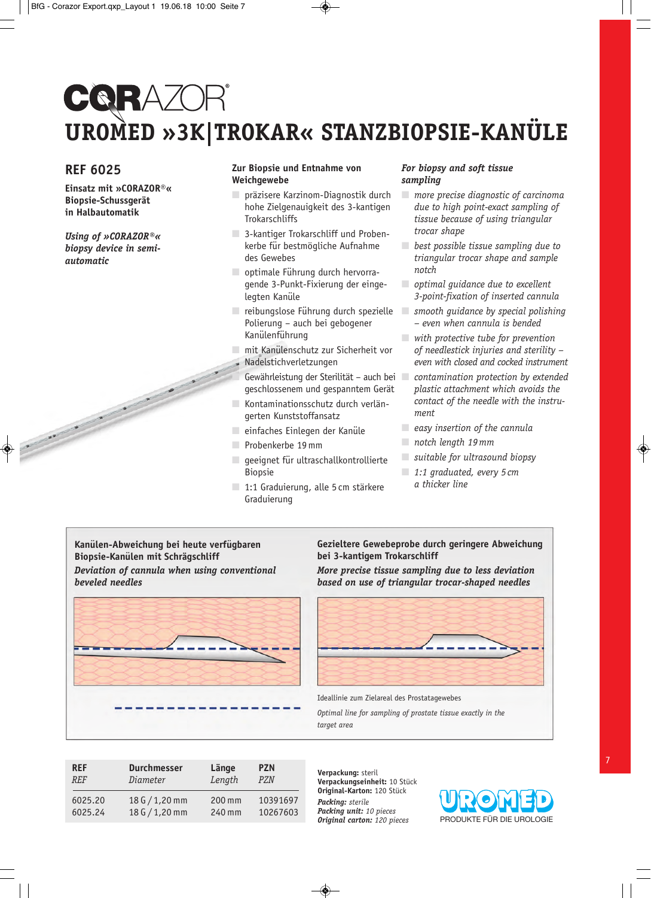# CORAZOR®

# UROMED »3K|TROKAR« STANZBIOPSIE-KANÜLE

## REF 6025

**Einsatz mit »CORAZOR®« Biopsie-Schussgerät in Halbautomatik**

***Using of »CORAZOR®« biopsy device in semi-automatic***

**Zur Biopsie und Entnahme von Weichgewebe**

- präzisere Karzinom-Diagnostik durch hohe Zielgenauigkeit des 3-kantigen Trokarschliffs
- 3-kantiger Trokarschliff und Probenkerbe für bestmögliche Aufnahme des Gewebes
- optimale Führung durch hervorragende 3-Punkt-Fixierung der eingelegten Kanüle
- reibungslose Führung durch spezielle Polierung – auch bei gebogener Kanülenführung
- mit Kanülenschutz zur Sicherheit vor Nadelstichverletzungen
- Gewährleistung der Sterilität – auch bei geschlossenem und gespanntem Gerät
- Kontaminationsschutz durch verlängerten Kunststoffansatz
- einfaches Einlegen der Kanüle
- Probenkerbe 19 mm
- geeignet für ultraschallkontrollierte Biopsie
- 1:1 Graduierung, alle 5 cm stärkere Graduierung

***For biopsy and soft tissue sampling***

- *more precise diagnostic of carcinoma due to high point-exact sampling of tissue because of using triangular trocar shape*
- *best possible tissue sampling due to triangular trocar shape and sample notch*
- *optimal guidance due to excellent 3-point-fixation of inserted cannula*
- *smooth guidance by special polishing – even when cannula is bended*
- *with protective tube for prevention of needlestick injuries and sterility – even with closed and cocked instrument*
- *contamination protection by extended plastic attachment which avoids the contact of the needle with the instrument*
- *easy insertion of the cannula*
- *notch length 19 mm*
- *suitable for ultrasound biopsy*
- *1:1 graduated, every 5 cm a thicker line*

**Kanülen-Abweichung bei heute verfügbaren Biopsie-Kanülen mit Schrägschliff**

***Deviation of cannula when using conventional beveled needles***

**Gezieltere Gewebeprobe durch geringere Abweichung bei 3-kantigem Trokarschliff**

***More precise tissue sampling due to less deviation based on use of triangular trocar-shaped needles***

Ideallinie zum Zielareal des Prostatagewebes

*Optimal line for sampling of prostate tissue exactly in the target area*

| REF<br>*REF* | Durchmesser<br>*Diameter* | Länge<br>*Length* | PZN<br>*PZN* |
|---|---|---|---|
| 6025.20 | 18 G / 1,20 mm | 200 mm | 10391697 |
| 6025.24 | 18 G / 1,20 mm | 240 mm | 10267603 |

**Verpackung:** steril
**Verpackungseinheit:** 10 Stück
**Original-Karton:** 120 Stück
***Packing:*** *sterile*
***Packing unit:*** *10 pieces*
***Original carton:*** *120 pieces*

UROMED
PRODUKTE FÜR DIE UROLOGIE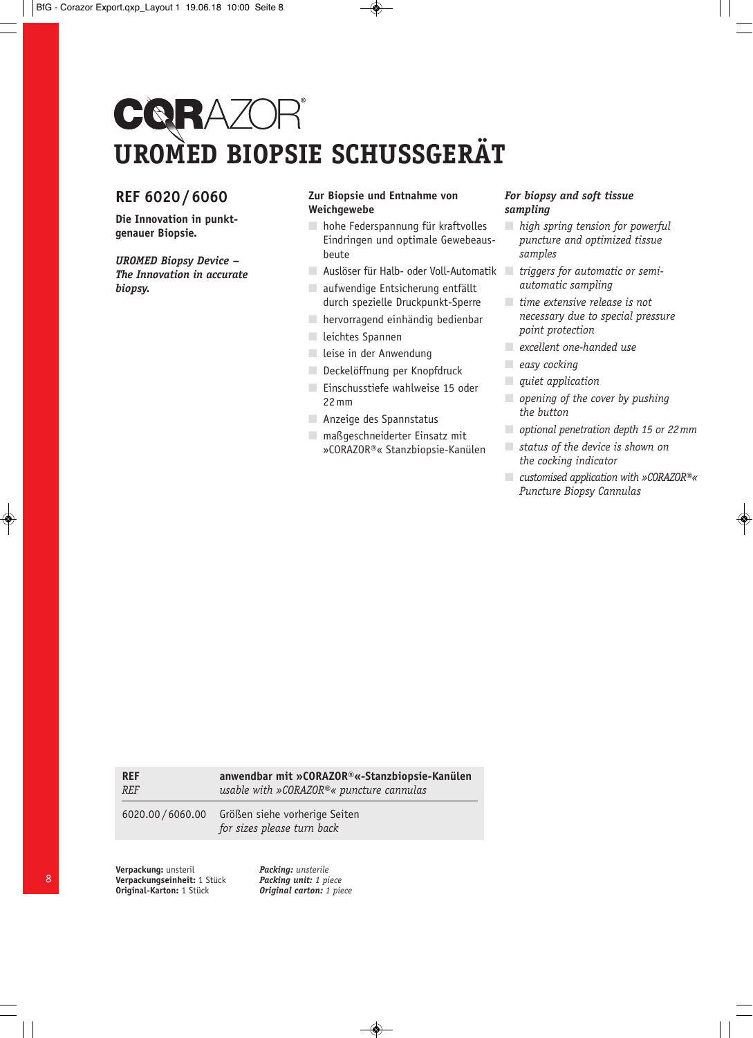# CORAZOR®

## UROMED BIOPSIE SCHUSSGERÄT

### REF 6020 / 6060

**Die Innovation in punktgenauer Biopsie.**

***UROMED Biopsy Device – The Innovation in accurate biopsy.***

**Zur Biopsie und Entnahme von Weichgewebe**

- hohe Federspannung für kraftvolles Eindringen und optimale Gewebeausbeute
- Auslöser für Halb- oder Voll-Automatik
- aufwendige Entsicherung entfällt durch spezielle Druckpunkt-Sperre
- hervorragend einhändig bedienbar
- leichtes Spannen
- leise in der Anwendung
- Deckelöffnung per Knopfdruck
- Einschusstiefe wahlweise 15 oder 22 mm
- Anzeige des Spannstatus
- maßgeschneiderter Einsatz mit »CORAZOR®« Stanzbiopsie-Kanülen

***For biopsy and soft tissue sampling***

- *high spring tension for powerful puncture and optimized tissue samples*
- *triggers for automatic or semi-automatic sampling*
- *time extensive release is not necessary due to special pressure point protection*
- *excellent one-handed use*
- *easy cocking*
- *quiet application*
- *opening of the cover by pushing the button*
- *optional penetration depth 15 or 22 mm*
- *status of the device is shown on the cocking indicator*
- *customised application with »CORAZOR®« Puncture Biopsy Cannulas*

| **REF** *REF* | **anwendbar mit »CORAZOR®«-Stanzbiopsie-Kanülen** *usable with »CORAZOR®« puncture cannulas* |
|---|---|
| 6020.00 / 6060.00 | Größen siehe vorherige Seiten *for sizes please turn back* |

**Verpackung:** unsteril
**Verpackungseinheit:** 1 Stück
**Original-Karton:** 1 Stück

***Packing:*** *unsterile*
***Packing unit:*** *1 piece*
***Original carton:*** *1 piece*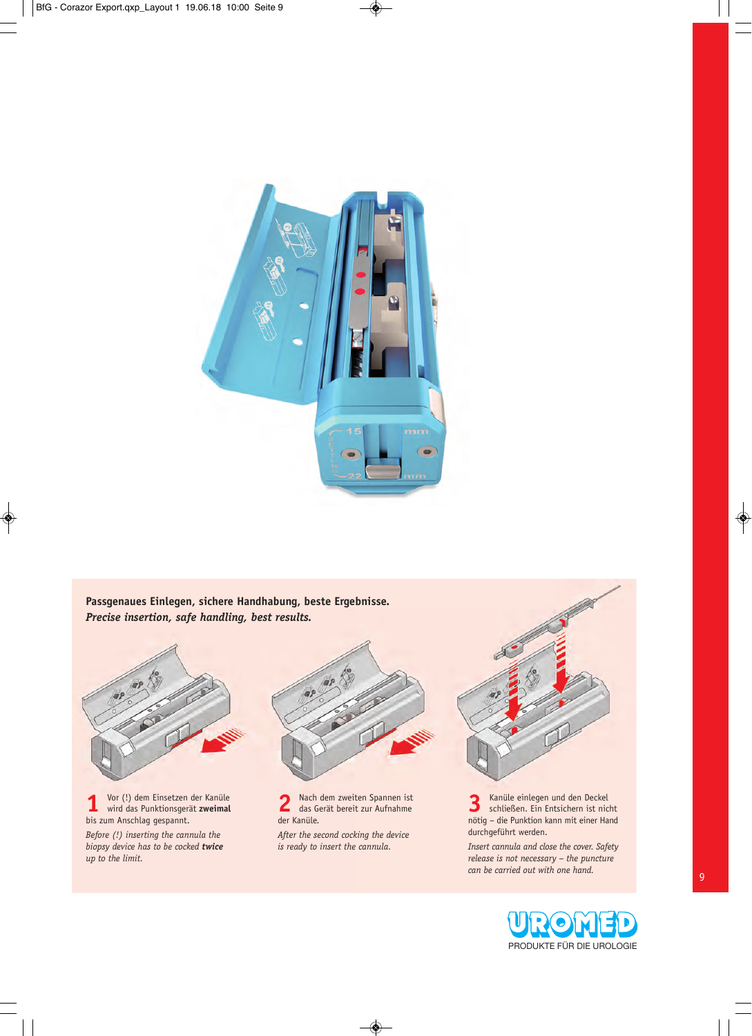**Passgenaues Einlegen, sichere Handhabung, beste Ergebnisse.**
***Precise insertion, safe handling, best results.***

**1** Vor (!) dem Einsetzen der Kanüle wird das Punktionsgerät **zweimal** bis zum Anschlag gespannt.

*Before (!) inserting the cannula the biopsy device has to be cocked **twice** up to the limit.*

**2** Nach dem zweiten Spannen ist das Gerät bereit zur Aufnahme der Kanüle.

*After the second cocking the device is ready to insert the cannula.*

**3** Kanüle einlegen und den Deckel schließen. Ein Entsichern ist nicht nötig – die Punktion kann mit einer Hand durchgeführt werden.

*Insert cannula and close the cover. Safety release is not necessary – the puncture can be carried out with one hand.*

UROMED
PRODUKTE FÜR DIE UROLOGIE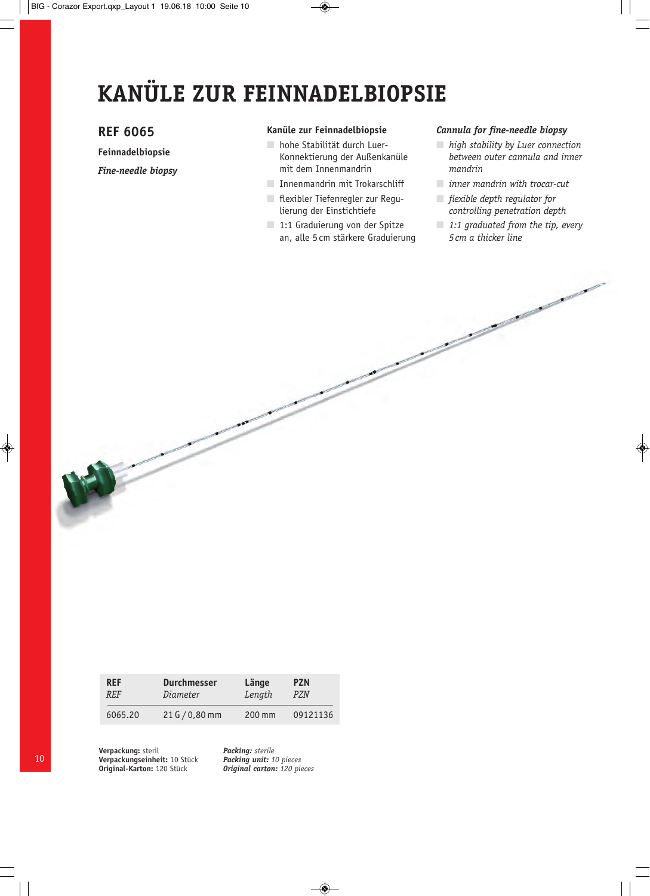# KANÜLE ZUR FEINNADELBIOPSIE

## REF 6065

**Feinnadelbiopsie**

***Fine-needle biopsy***

**Kanüle zur Feinnadelbiopsie**

- hohe Stabilität durch Luer-Konnektierung der Außenkanüle mit dem Innenmandrin
- Innenmandrin mit Trokarschliff
- flexibler Tiefenregler zur Regulierung der Einstichtiefe
- 1:1 Graduierung von der Spitze an, alle 5 cm stärkere Graduierung

***Cannula for fine-needle biopsy***

- *high stability by Luer connection between outer cannula and inner mandrin*
- *inner mandrin with trocar-cut*
- *flexible depth regulator for controlling penetration depth*
- *1:1 graduated from the tip, every 5 cm a thicker line*

| **REF** *REF* | **Durchmesser** *Diameter* | **Länge** *Length* | **PZN** *PZN* |
|---|---|---|---|
| 6065.20 | 21 G / 0,80 mm | 200 mm | 09121136 |

**Verpackung:** steril
**Verpackungseinheit:** 10 Stück
**Original-Karton:** 120 Stück

***Packing:*** *sterile*
***Packing unit:*** *10 pieces*
***Original carton:*** *120 pieces*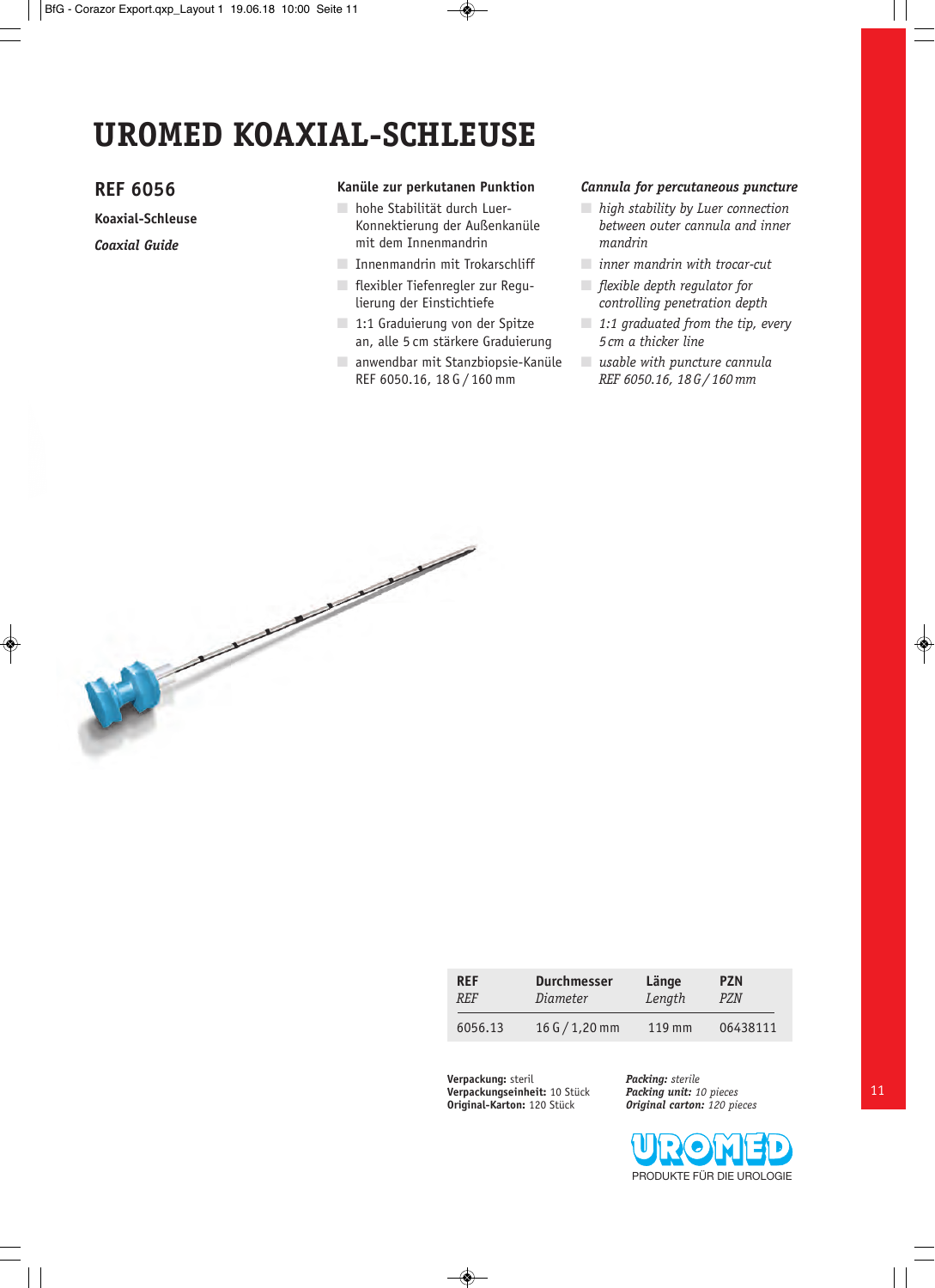# UROMED KOAXIAL-SCHLEUSE

## REF 6056

**Koaxial-Schleuse**

***Coaxial Guide***

**Kanüle zur perkutanen Punktion**

- hohe Stabilität durch Luer-Konnektierung der Außenkanüle mit dem Innenmandrin
- Innenmandrin mit Trokarschliff
- flexibler Tiefenregler zur Regulierung der Einstichtiefe
- 1:1 Graduierung von der Spitze an, alle 5 cm stärkere Graduierung
- anwendbar mit Stanzbiopsie-Kanüle REF 6050.16, 18 G / 160 mm

***Cannula for percutaneous puncture***

- *high stability by Luer connection between outer cannula and inner mandrin*
- *inner mandrin with trocar-cut*
- *flexible depth regulator for controlling penetration depth*
- *1:1 graduated from the tip, every 5 cm a thicker line*
- *usable with puncture cannula REF 6050.16, 18 G / 160 mm*

| REF<br>*REF* | Durchmesser<br>*Diameter* | Länge<br>*Length* | PZN<br>*PZN* |
|---|---|---|---|
| 6056.13 | 16 G / 1,20 mm | 119 mm | 06438111 |

**Verpackung:** steril
**Verpackungseinheit:** 10 Stück
**Original-Karton:** 120 Stück

***Packing:*** *sterile*
***Packing unit:*** *10 pieces*
***Original carton:*** *120 pieces*

UROMED
PRODUKTE FÜR DIE UROLOGIE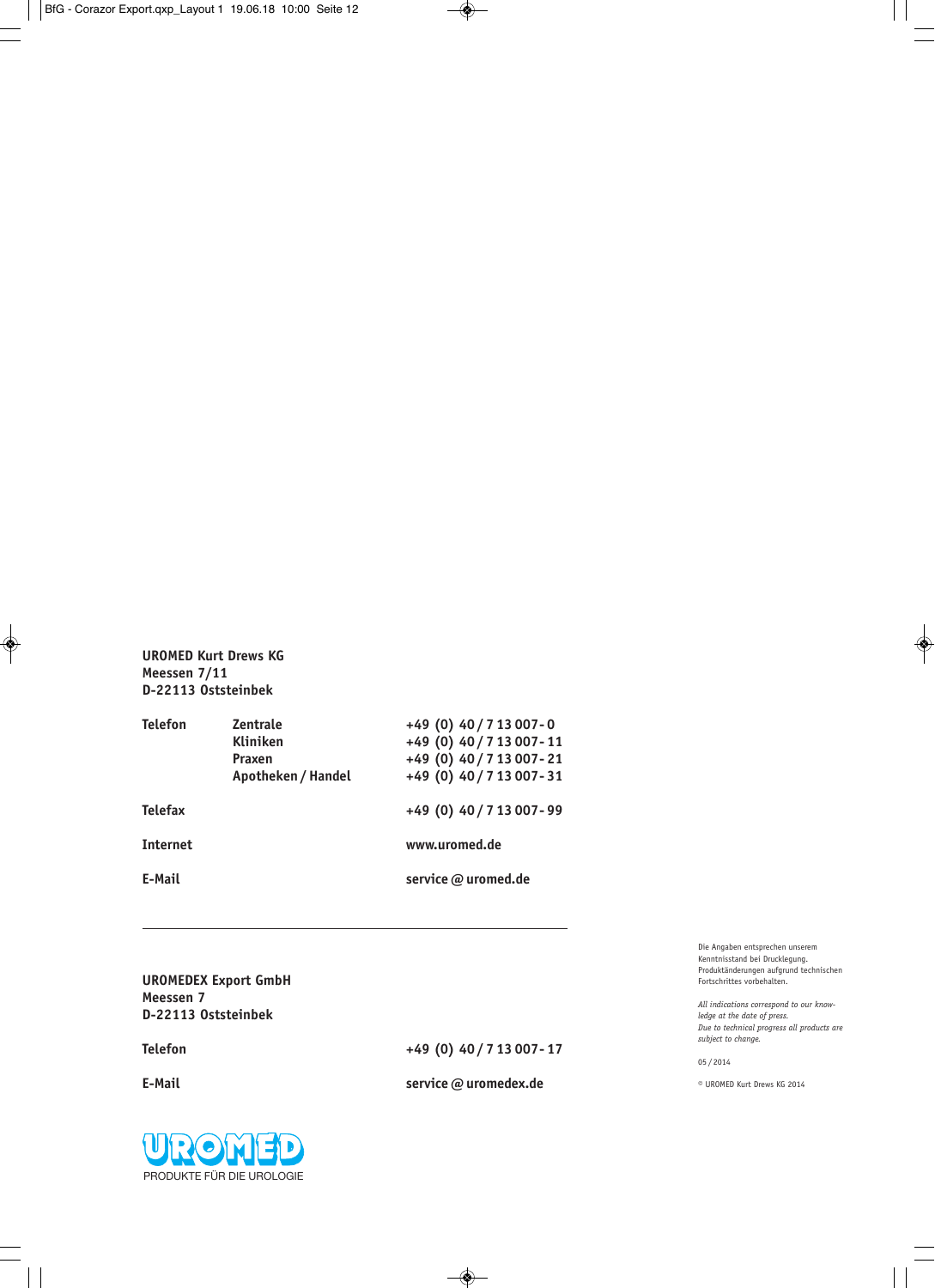**UROMED Kurt Drews KG**
**Meessen 7/11**
**D-22113 Oststeinbek**

| | | |
|---|---|---|
| **Telefon** | **Zentrale** | **+49 (0) 40 / 7 13 007- 0** |
| | **Kliniken** | **+49 (0) 40 / 7 13 007- 11** |
| | **Praxen** | **+49 (0) 40 / 7 13 007- 21** |
| | **Apotheken / Handel** | **+49 (0) 40 / 7 13 007- 31** |
| **Telefax** | | **+49 (0) 40 / 7 13 007- 99** |
| **Internet** | | **www.uromed.de** |
| **E-Mail** | | **service @ uromed.de** |

---

**UROMEDEX Export GmbH**
**Meessen 7**
**D-22113 Oststeinbek**

| | |
|---|---|
| **Telefon** | **+49 (0) 40 / 7 13 007- 17** |
| **E-Mail** | **service @ uromedex.de** |

UROMED
PRODUKTE FÜR DIE UROLOGIE

Die Angaben entsprechen unserem Kenntnisstand bei Drucklegung. Produktänderungen aufgrund technischen Fortschrittes vorbehalten.

*All indications correspond to our knowledge at the date of press. Due to technical progress all products are subject to change.*

05 / 2014

© UROMED Kurt Drews KG 2014